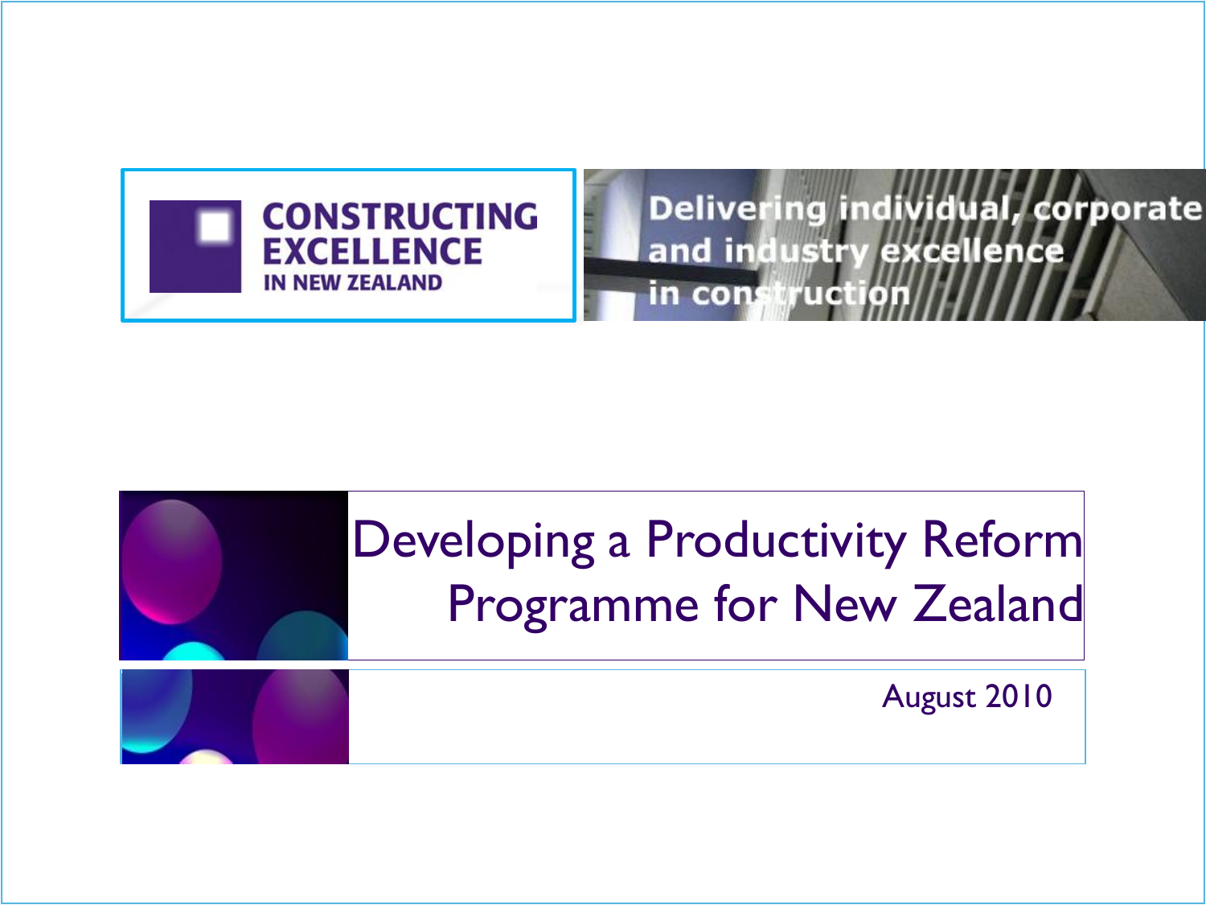CONSTRUCTING EXCELLENCE
IN NEW ZEALAND

Delivering individual, corporate and industry excellence in construction

# Developing a Productivity Reform Programme for New Zealand

August 2010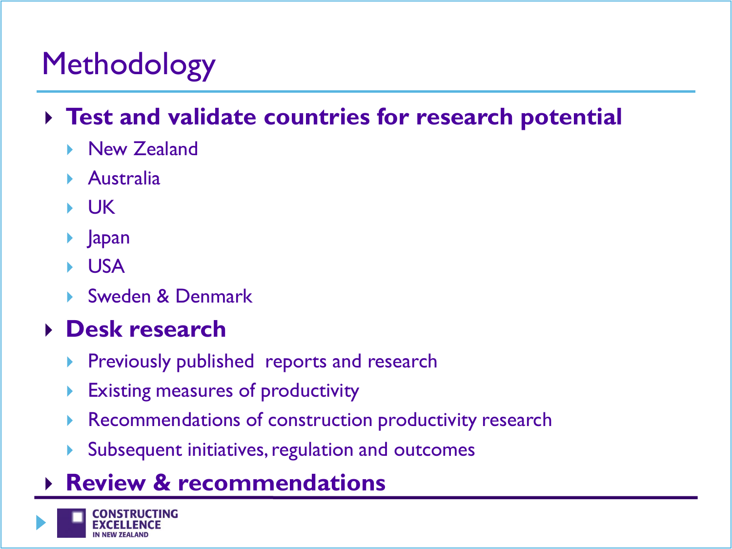# Methodology

- **Test and validate countries for research potential**
  - New Zealand
  - Australia
  - UK
  - Japan
  - USA
  - Sweden & Denmark
- **Desk research**
  - Previously published reports and research
  - Existing measures of productivity
  - Recommendations of construction productivity research
  - Subsequent initiatives, regulation and outcomes
- **Review & recommendations**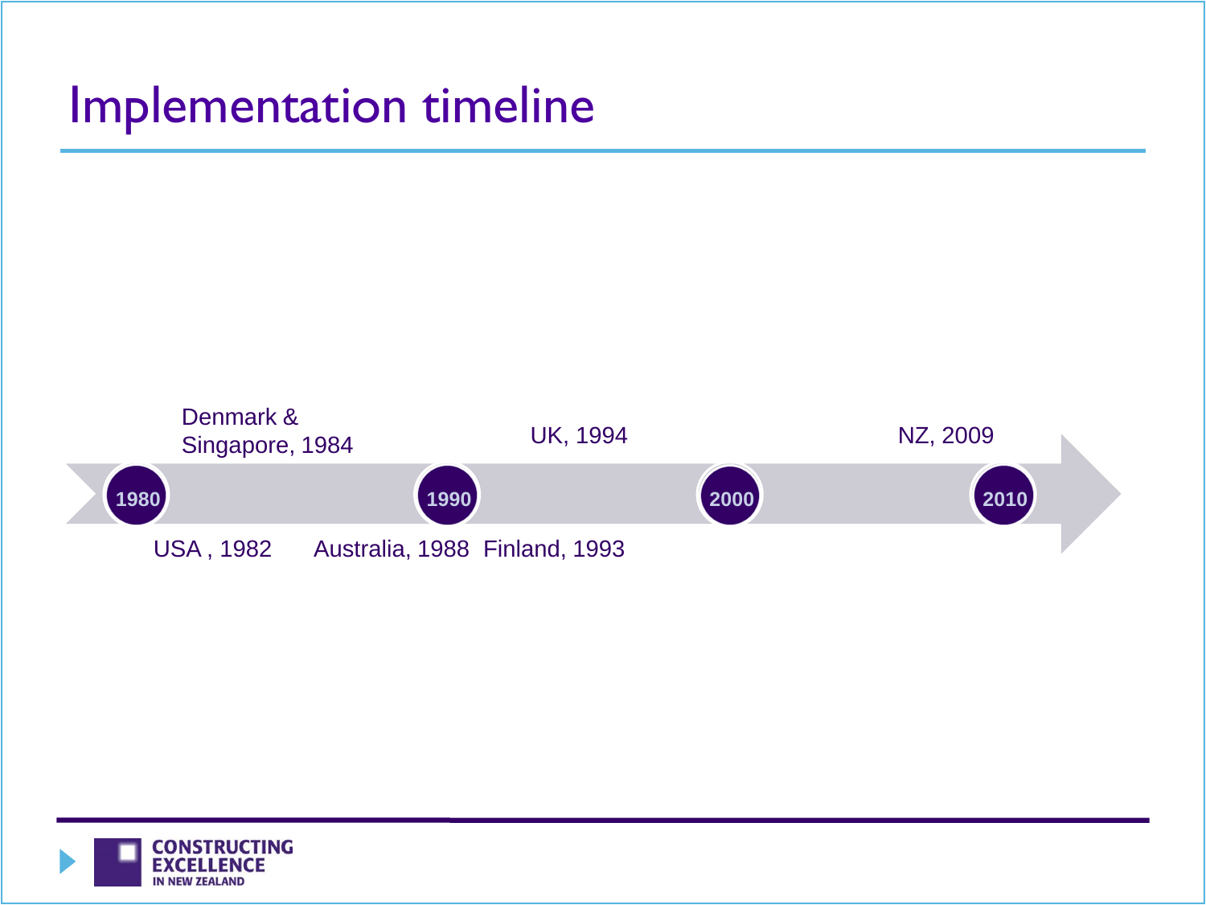# Implementation timeline

1980 — 1990 — 2000 — 2010

- USA , 1982
- Denmark & Singapore, 1984
- Australia, 1988
- Finland, 1993
- UK, 1994
- NZ, 2009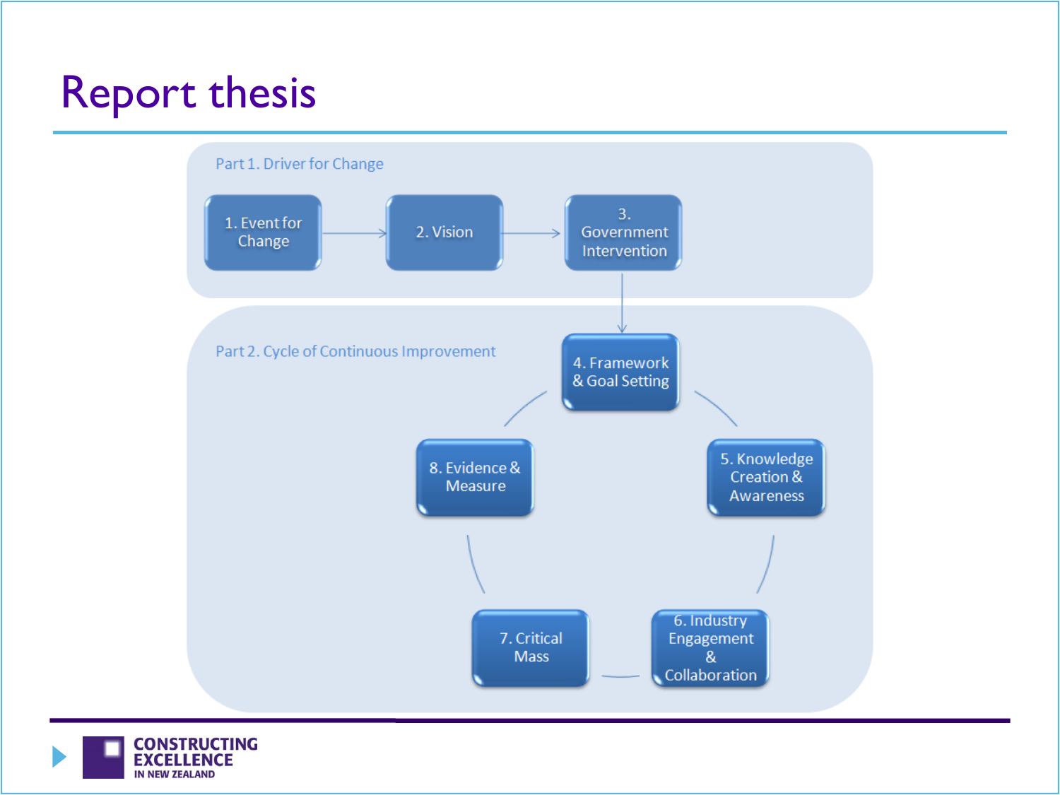# Report thesis

**Part 1. Driver for Change**

1. Event for Change → 2. Vision → 3. Government Intervention

**Part 2. Cycle of Continuous Improvement**

4. Framework & Goal Setting
5. Knowledge Creation & Awareness
6. Industry Engagement & Collaboration
7. Critical Mass
8. Evidence & Measure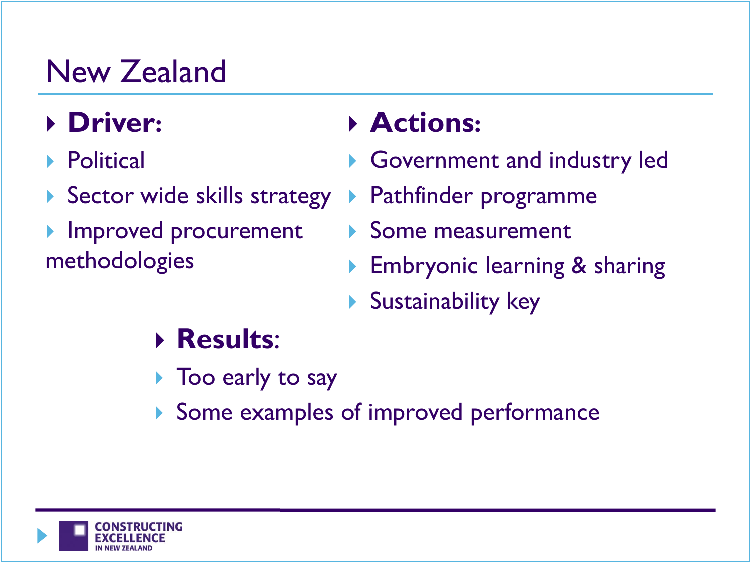# New Zealand

- **Driver:**
- Political
- Sector wide skills strategy
- Improved procurement methodologies

- **Actions:**
- Government and industry led
- Pathfinder programme
- Some measurement
- Embryonic learning & sharing
- Sustainability key

- **Results:**
- Too early to say
- Some examples of improved performance

CONSTRUCTING EXCELLENCE IN NEW ZEALAND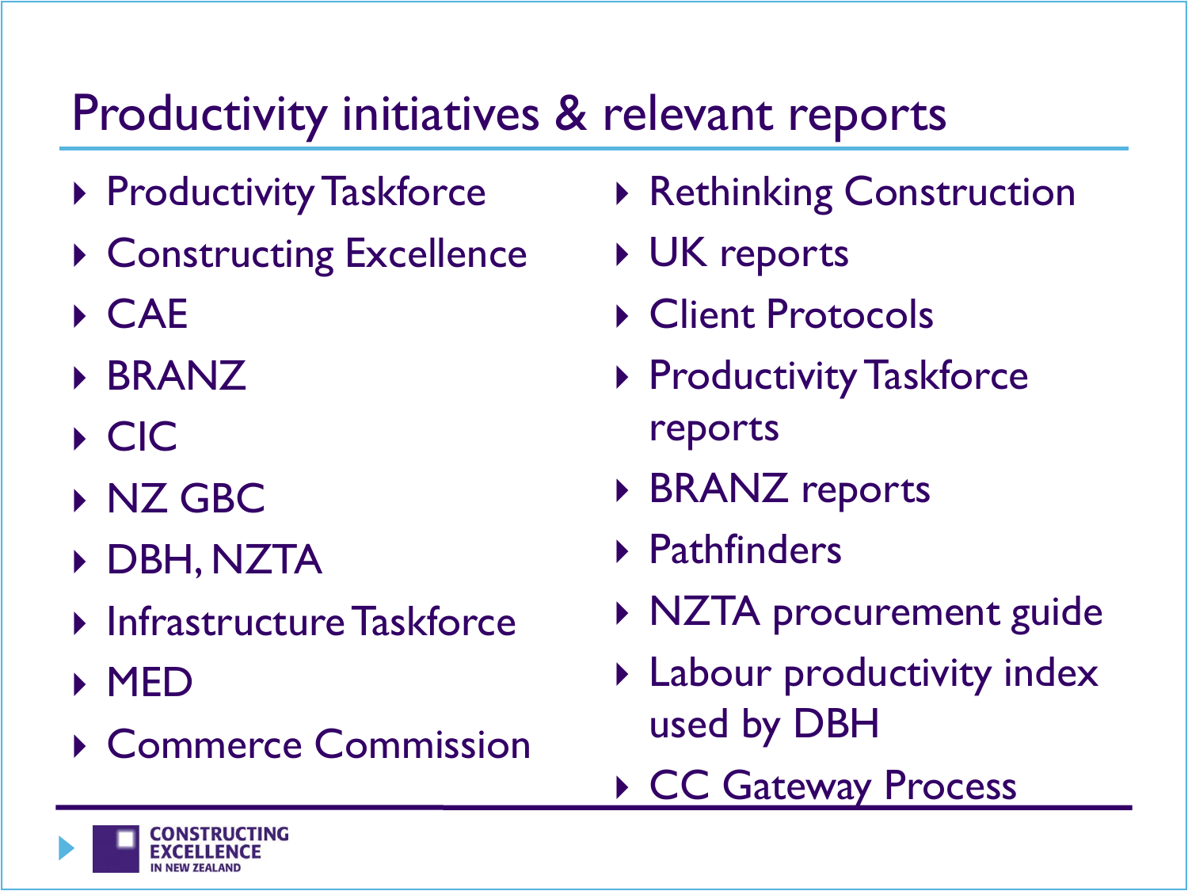# Productivity initiatives & relevant reports

- Productivity Taskforce
- Constructing Excellence
- CAE
- BRANZ
- CIC
- NZ GBC
- DBH, NZTA
- Infrastructure Taskforce
- MED
- Commerce Commission
- Rethinking Construction
- UK reports
- Client Protocols
- Productivity Taskforce reports
- BRANZ reports
- Pathfinders
- NZTA procurement guide
- Labour productivity index used by DBH
- CC Gateway Process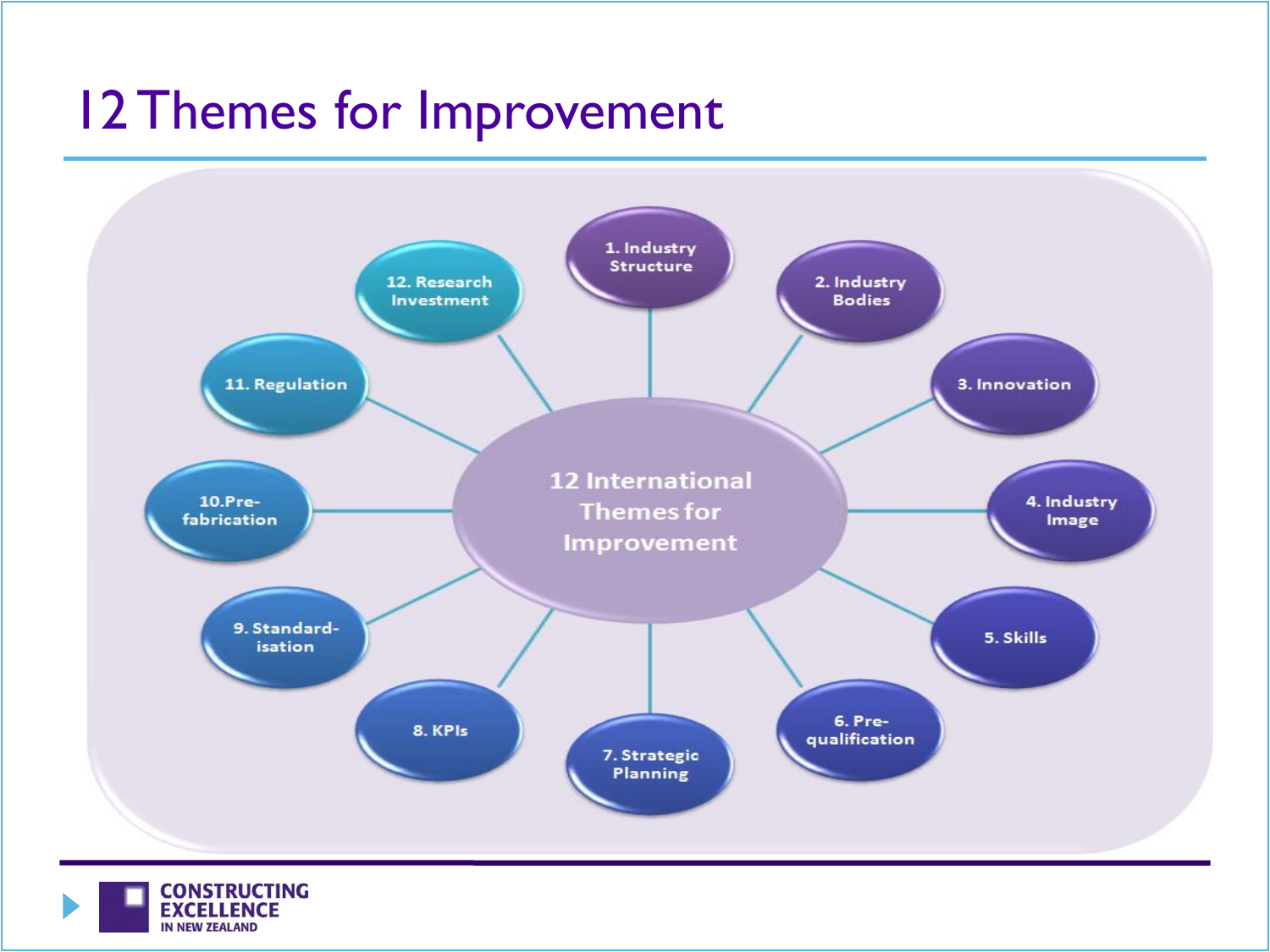# 12 Themes for Improvement

12 International Themes for Improvement

1. Industry Structure
2. Industry Bodies
3. Innovation
4. Industry Image
5. Skills
6. Pre-qualification
7. Strategic Planning
8. KPIs
9. Standard-isation
10. Pre-fabrication
11. Regulation
12. Research Investment

CONSTRUCTING EXCELLENCE IN NEW ZEALAND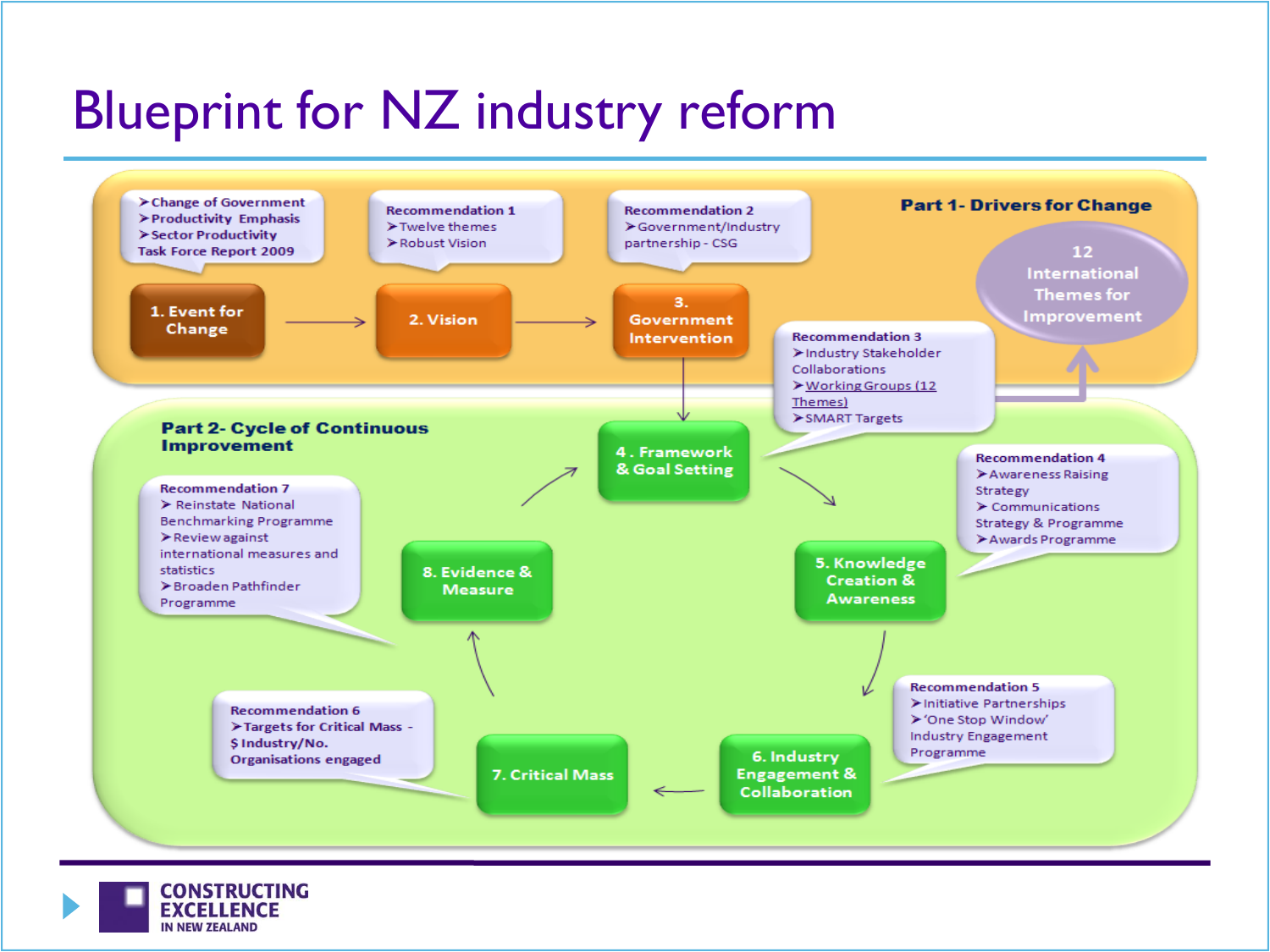# Blueprint for NZ industry reform

**Part 1- Drivers for Change**

- Change of Government
- Productivity Emphasis
- Sector Productivity Task Force Report 2009

1. Event for Change

Recommendation 1
- Twelve themes
- Robust Vision

2. Vision

Recommendation 2
- Government/Industry partnership - CSG

3. Government Intervention

12 International Themes for Improvement

Recommendation 3
- Industry Stakeholder Collaborations
- Working Groups (12 Themes)
- SMART Targets

**Part 2- Cycle of Continuous Improvement**

4 . Framework & Goal Setting

Recommendation 4
- Awareness Raising Strategy
- Communications Strategy & Programme
- Awards Programme

5. Knowledge Creation & Awareness

Recommendation 5
- Initiative Partnerships
- 'One Stop Window' Industry Engagement Programme

6. Industry Engagement & Collaboration

Recommendation 6
- Targets for Critical Mass - $ Industry/No. Organisations engaged

7. Critical Mass

Recommendation 7
- Reinstate National Benchmarking Programme
- Review against international measures and statistics
- Broaden Pathfinder Programme

8. Evidence & Measure

CONSTRUCTING EXCELLENCE IN NEW ZEALAND